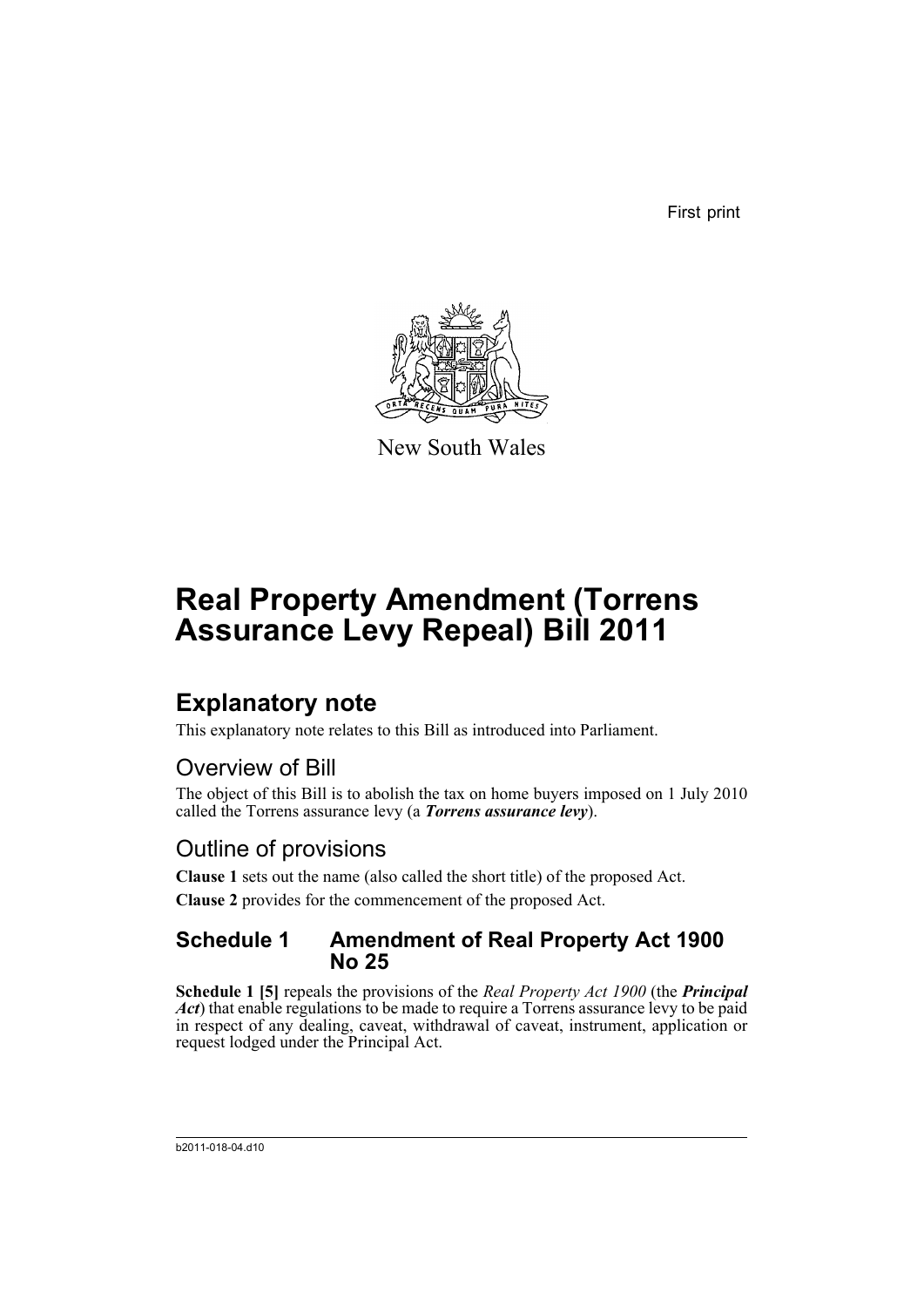First print

New South Wales

# Real Property Amendment (Torrens Assurance Levy Repeal) Bill 2011

## Explanatory note

This explanatory note relates to this Bill as introduced into Parliament.

### Overview of Bill

The object of this Bill is to abolish the tax on home buyers imposed on 1 July 2010 called the Torrens assurance levy (a ***Torrens assurance levy***).

### Outline of provisions

**Clause 1** sets out the name (also called the short title) of the proposed Act.

**Clause 2** provides for the commencement of the proposed Act.

### Schedule 1 Amendment of Real Property Act 1900 No 25

**Schedule 1 [5]** repeals the provisions of the *Real Property Act 1900* (the ***Principal Act***) that enable regulations to be made to require a Torrens assurance levy to be paid in respect of any dealing, caveat, withdrawal of caveat, instrument, application or request lodged under the Principal Act.

b2011-018-04.d10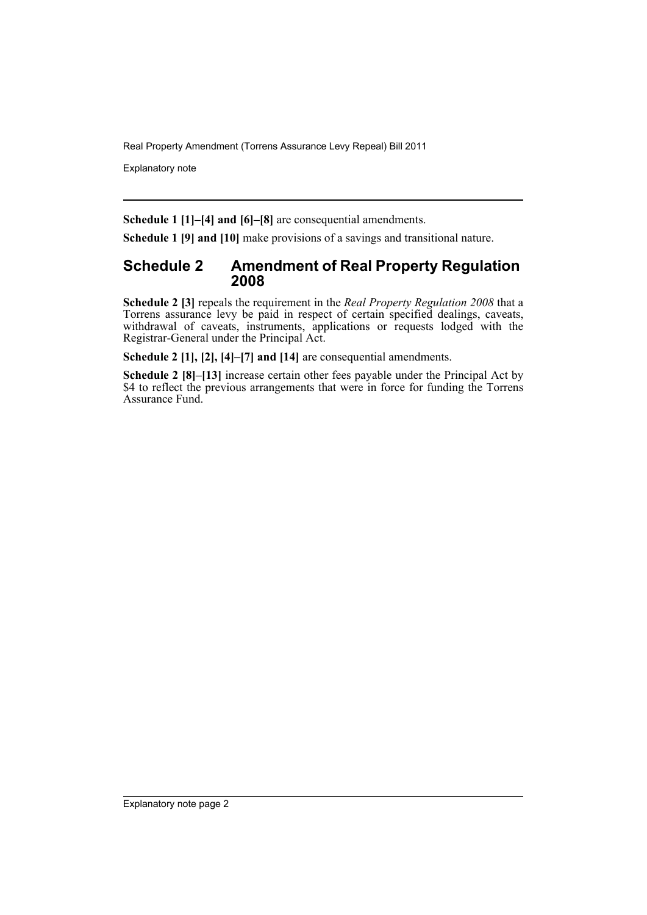**Schedule 1 [1]–[4] and [6]–[8]** are consequential amendments.

**Schedule 1 [9] and [10]** make provisions of a savings and transitional nature.

## Schedule 2 Amendment of Real Property Regulation 2008

**Schedule 2 [3]** repeals the requirement in the *Real Property Regulation 2008* that a Torrens assurance levy be paid in respect of certain specified dealings, caveats, withdrawal of caveats, instruments, applications or requests lodged with the Registrar-General under the Principal Act.

**Schedule 2 [1], [2], [4]–[7] and [14]** are consequential amendments.

**Schedule 2 [8]–[13]** increase certain other fees payable under the Principal Act by $4 to reflect the previous arrangements that were in force for funding the Torrens Assurance Fund.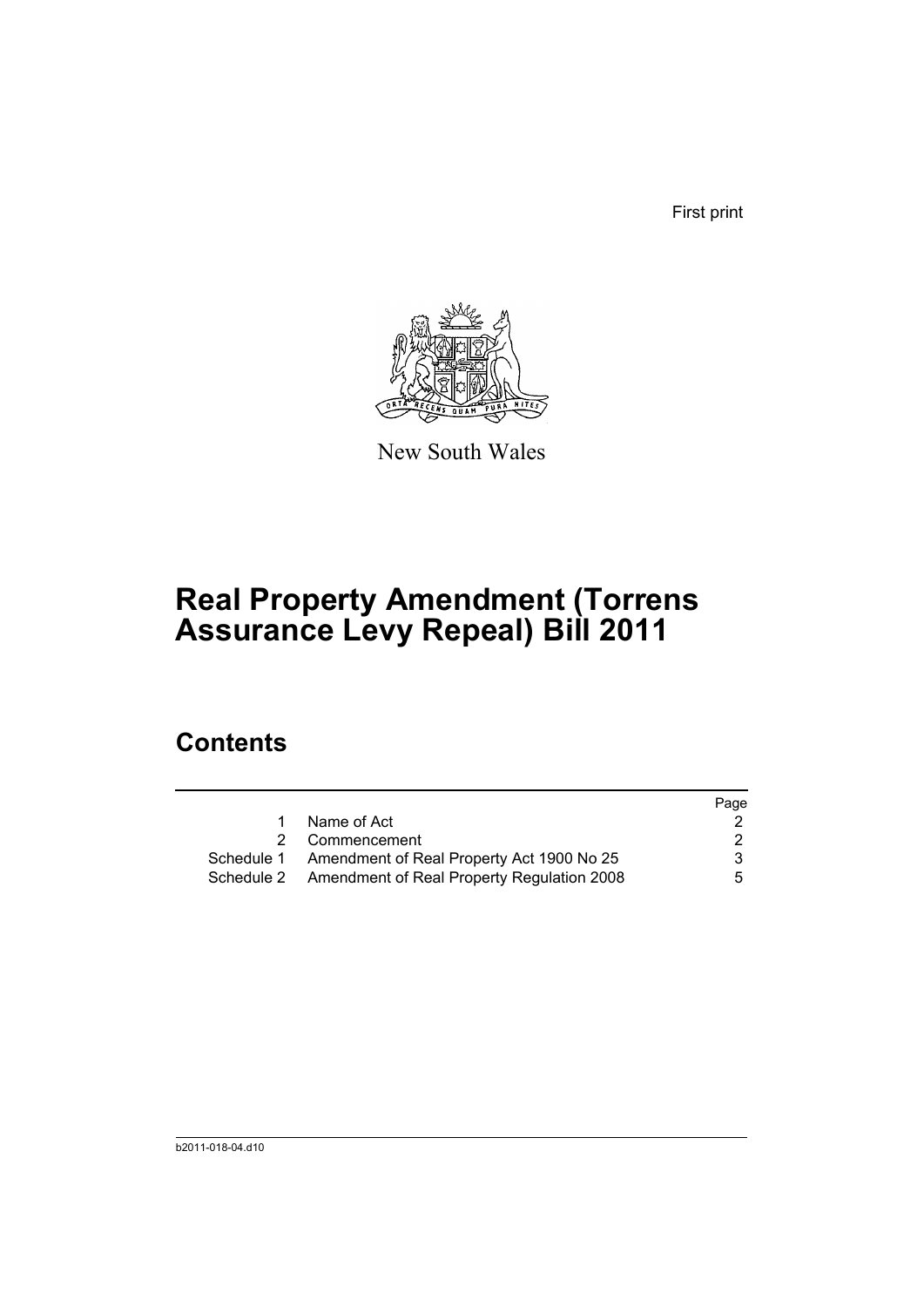First print

New South Wales

# Real Property Amendment (Torrens Assurance Levy Repeal) Bill 2011

## Contents

| | | Page |
|---|---|---|
| 1 | Name of Act | 2 |
| 2 | Commencement | 2 |
| Schedule 1 | Amendment of Real Property Act 1900 No 25 | 3 |
| Schedule 2 | Amendment of Real Property Regulation 2008 | 5 |

b2011-018-04.d10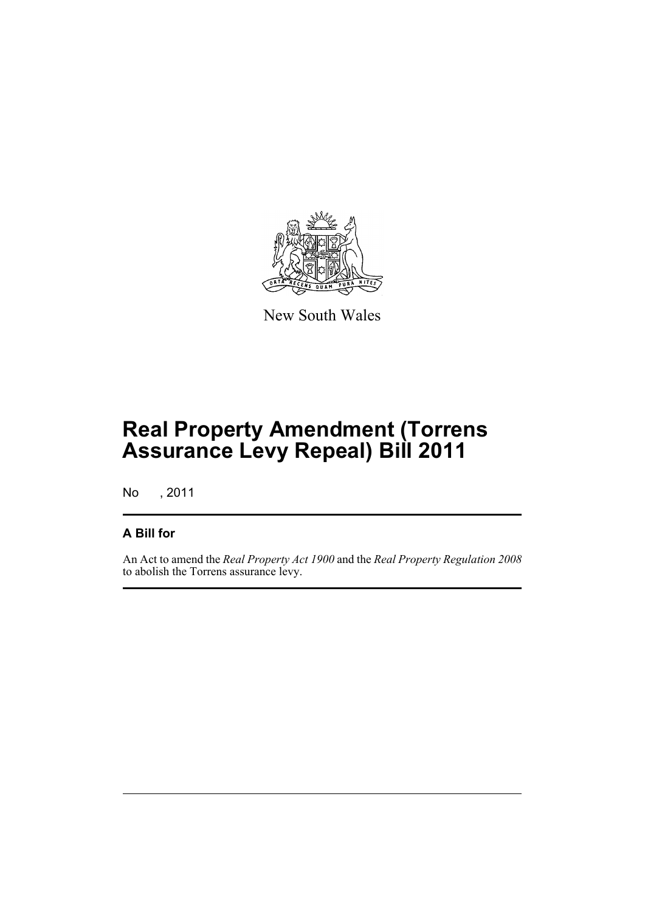New South Wales

# Real Property Amendment (Torrens Assurance Levy Repeal) Bill 2011

No , 2011

## A Bill for

An Act to amend the *Real Property Act 1900* and the *Real Property Regulation 2008* to abolish the Torrens assurance levy.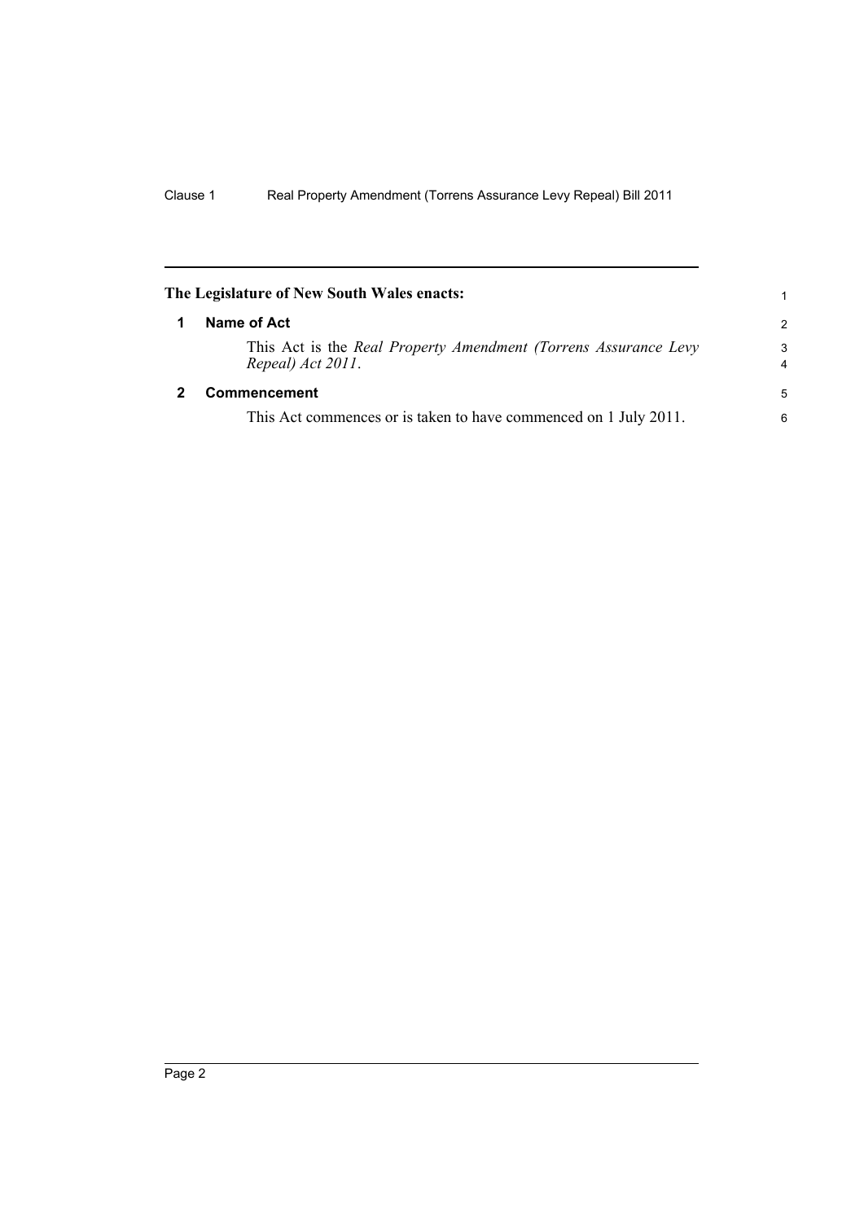**The Legislature of New South Wales enacts:**

## 1 Name of Act

This Act is the *Real Property Amendment (Torrens Assurance Levy Repeal) Act 2011*.

## 2 Commencement

This Act commences or is taken to have commenced on 1 July 2011.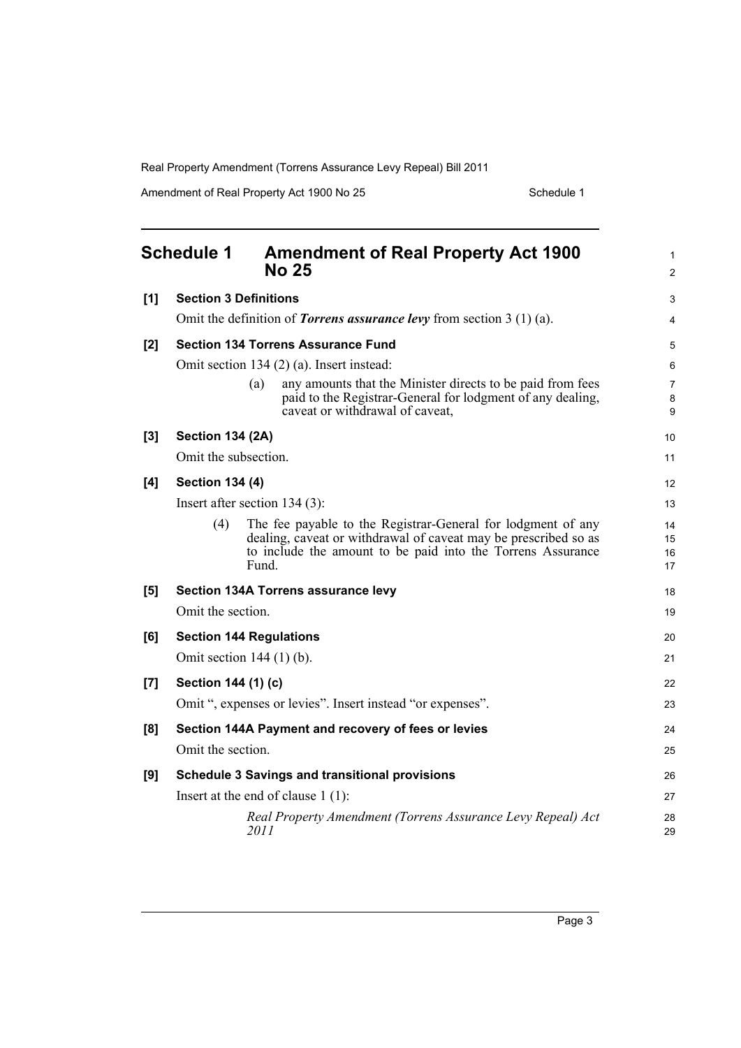# Schedule 1 Amendment of Real Property Act 1900 No 25

**[1] Section 3 Definitions**

Omit the definition of ***Torrens assurance levy*** from section 3 (1) (a).

**[2] Section 134 Torrens Assurance Fund**

Omit section 134 (2) (a). Insert instead:

> (a) any amounts that the Minister directs to be paid from fees paid to the Registrar-General for lodgment of any dealing, caveat or withdrawal of caveat,

**[3] Section 134 (2A)**

Omit the subsection.

**[4] Section 134 (4)**

Insert after section 134 (3):

> (4) The fee payable to the Registrar-General for lodgment of any dealing, caveat or withdrawal of caveat may be prescribed so as to include the amount to be paid into the Torrens Assurance Fund.

**[5] Section 134A Torrens assurance levy**

Omit the section.

**[6] Section 144 Regulations**

Omit section 144 (1) (b).

**[7] Section 144 (1) (c)**

Omit ", expenses or levies". Insert instead "or expenses".

**[8] Section 144A Payment and recovery of fees or levies**

Omit the section.

**[9] Schedule 3 Savings and transitional provisions**

Insert at the end of clause 1 (1):

> *Real Property Amendment (Torrens Assurance Levy Repeal) Act 2011*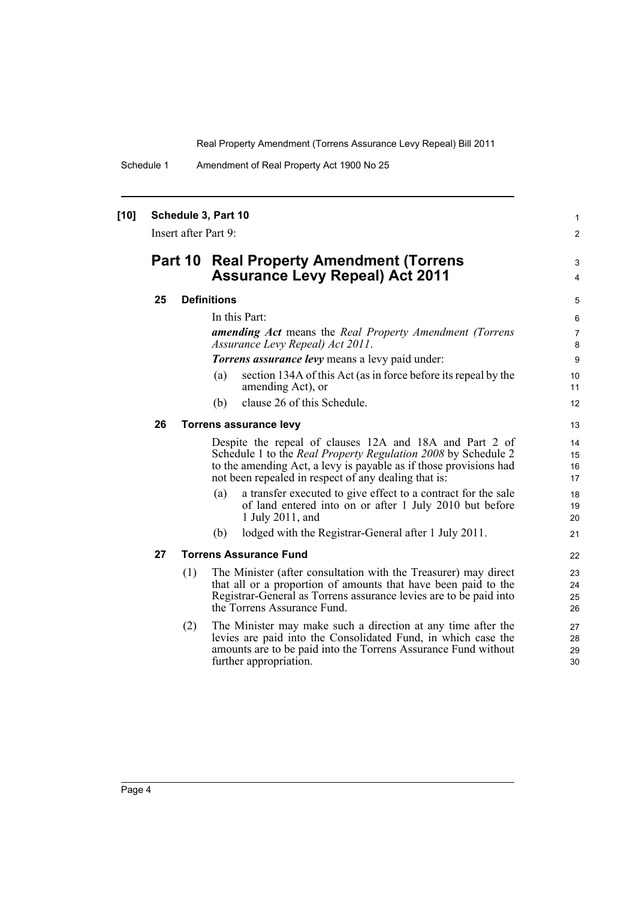**[10] Schedule 3, Part 10**

Insert after Part 9:

## Part 10 Real Property Amendment (Torrens Assurance Levy Repeal) Act 2011

### 25 Definitions

In this Part:

***amending Act*** means the *Real Property Amendment (Torrens Assurance Levy Repeal) Act 2011*.

***Torrens assurance levy*** means a levy paid under:

(a) section 134A of this Act (as in force before its repeal by the amending Act), or

(b) clause 26 of this Schedule.

### 26 Torrens assurance levy

Despite the repeal of clauses 12A and 18A and Part 2 of Schedule 1 to the *Real Property Regulation 2008* by Schedule 2 to the amending Act, a levy is payable as if those provisions had not been repealed in respect of any dealing that is:

(a) a transfer executed to give effect to a contract for the sale of land entered into on or after 1 July 2010 but before 1 July 2011, and

(b) lodged with the Registrar-General after 1 July 2011.

### 27 Torrens Assurance Fund

(1) The Minister (after consultation with the Treasurer) may direct that all or a proportion of amounts that have been paid to the Registrar-General as Torrens assurance levies are to be paid into the Torrens Assurance Fund.

(2) The Minister may make such a direction at any time after the levies are paid into the Consolidated Fund, in which case the amounts are to be paid into the Torrens Assurance Fund without further appropriation.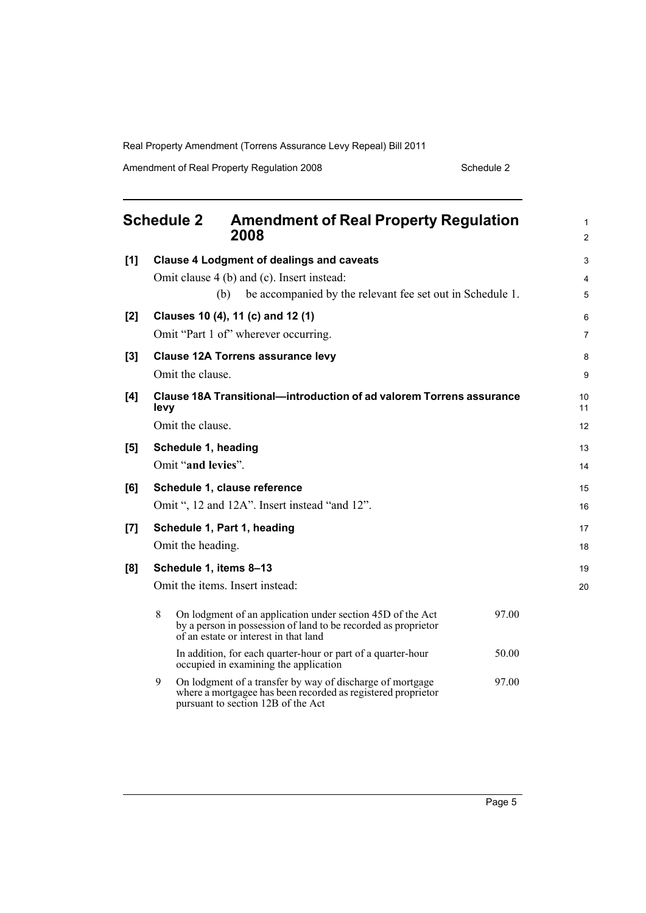# Schedule 2 Amendment of Real Property Regulation 2008

**[1] Clause 4 Lodgment of dealings and caveats**

Omit clause 4 (b) and (c). Insert instead:

(b) be accompanied by the relevant fee set out in Schedule 1.

**[2] Clauses 10 (4), 11 (c) and 12 (1)**

Omit "Part 1 of" wherever occurring.

**[3] Clause 12A Torrens assurance levy**

Omit the clause.

**[4] Clause 18A Transitional—introduction of ad valorem Torrens assurance levy**

Omit the clause.

**[5] Schedule 1, heading**

Omit "**and levies**".

**[6] Schedule 1, clause reference**

Omit ", 12 and 12A". Insert instead "and 12".

**[7] Schedule 1, Part 1, heading**

Omit the heading.

**[8] Schedule 1, items 8–13**

Omit the items. Insert instead:

| | | |
|---|---|---|
| 8 | On lodgment of an application under section 45D of the Act by a person in possession of land to be recorded as proprietor of an estate or interest in that land | 97.00 |
| | In addition, for each quarter-hour or part of a quarter-hour occupied in examining the application | 50.00 |
| 9 | On lodgment of a transfer by way of discharge of mortgage where a mortgagee has been recorded as registered proprietor pursuant to section 12B of the Act | 97.00 |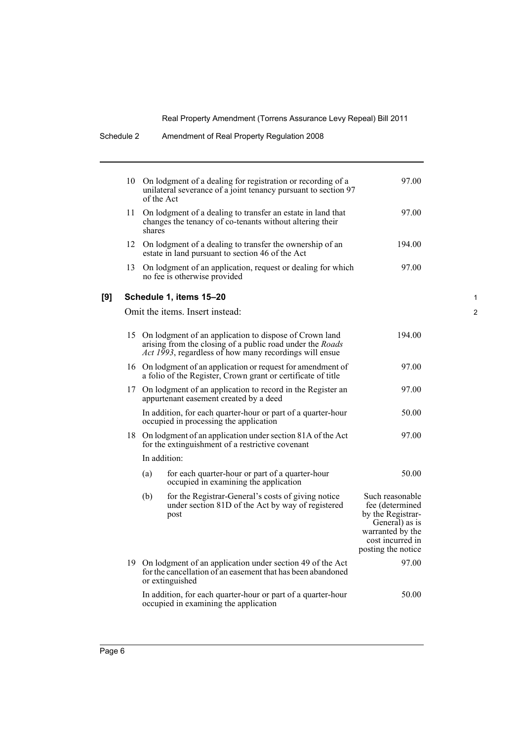| | | |
|---|---|---|
| 10 | On lodgment of a dealing for registration or recording of a unilateral severance of a joint tenancy pursuant to section 97 of the Act | 97.00 |
| 11 | On lodgment of a dealing to transfer an estate in land that changes the tenancy of co-tenants without altering their shares | 97.00 |
| 12 | On lodgment of a dealing to transfer the ownership of an estate in land pursuant to section 46 of the Act | 194.00 |
| 13 | On lodgment of an application, request or dealing for which no fee is otherwise provided | 97.00 |

**[9] Schedule 1, items 15–20**

Omit the items. Insert instead:

| | | |
|---|---|---|
| 15 | On lodgment of an application to dispose of Crown land arising from the closing of a public road under the *Roads Act 1993*, regardless of how many recordings will ensue | 194.00 |
| 16 | On lodgment of an application or request for amendment of a folio of the Register, Crown grant or certificate of title | 97.00 |
| 17 | On lodgment of an application to record in the Register an appurtenant easement created by a deed | 97.00 |
| | In addition, for each quarter-hour or part of a quarter-hour occupied in processing the application | 50.00 |
| 18 | On lodgment of an application under section 81A of the Act for the extinguishment of a restrictive covenant | 97.00 |
| | In addition: | |
| | (a) for each quarter-hour or part of a quarter-hour occupied in examining the application | 50.00 |
| | (b) for the Registrar-General's costs of giving notice under section 81D of the Act by way of registered post | Such reasonable fee (determined by the Registrar-General) as is warranted by the cost incurred in posting the notice |
| 19 | On lodgment of an application under section 49 of the Act for the cancellation of an easement that has been abandoned or extinguished | 97.00 |
| | In addition, for each quarter-hour or part of a quarter-hour occupied in examining the application | 50.00 |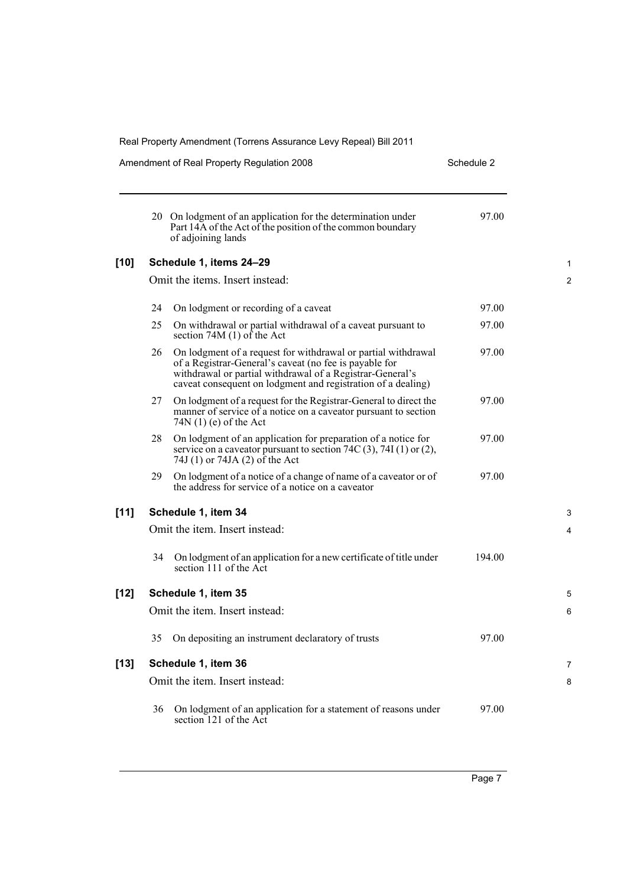| | | |
|---|---|---|
| 20 | On lodgment of an application for the determination under Part 14A of the Act of the position of the common boundary of adjoining lands | 97.00 |

**[10] Schedule 1, items 24–29**

Omit the items. Insert instead:

| | | |
|---|---|---|
| 24 | On lodgment or recording of a caveat | 97.00 |
| 25 | On withdrawal or partial withdrawal of a caveat pursuant to section 74M (1) of the Act | 97.00 |
| 26 | On lodgment of a request for withdrawal or partial withdrawal of a Registrar-General's caveat (no fee is payable for withdrawal or partial withdrawal of a Registrar-General's caveat consequent on lodgment and registration of a dealing) | 97.00 |
| 27 | On lodgment of a request for the Registrar-General to direct the manner of service of a notice on a caveator pursuant to section 74N (1) (e) of the Act | 97.00 |
| 28 | On lodgment of an application for preparation of a notice for service on a caveator pursuant to section 74C (3), 74I (1) or (2), 74J (1) or 74JA (2) of the Act | 97.00 |
| 29 | On lodgment of a notice of a change of name of a caveator or of the address for service of a notice on a caveator | 97.00 |

**[11] Schedule 1, item 34**

Omit the item. Insert instead:

| | | |
|---|---|---|
| 34 | On lodgment of an application for a new certificate of title under section 111 of the Act | 194.00 |

**[12] Schedule 1, item 35**

Omit the item. Insert instead:

| | | |
|---|---|---|
| 35 | On depositing an instrument declaratory of trusts | 97.00 |

**[13] Schedule 1, item 36**

Omit the item. Insert instead:

| | | |
|---|---|---|
| 36 | On lodgment of an application for a statement of reasons under section 121 of the Act | 97.00 |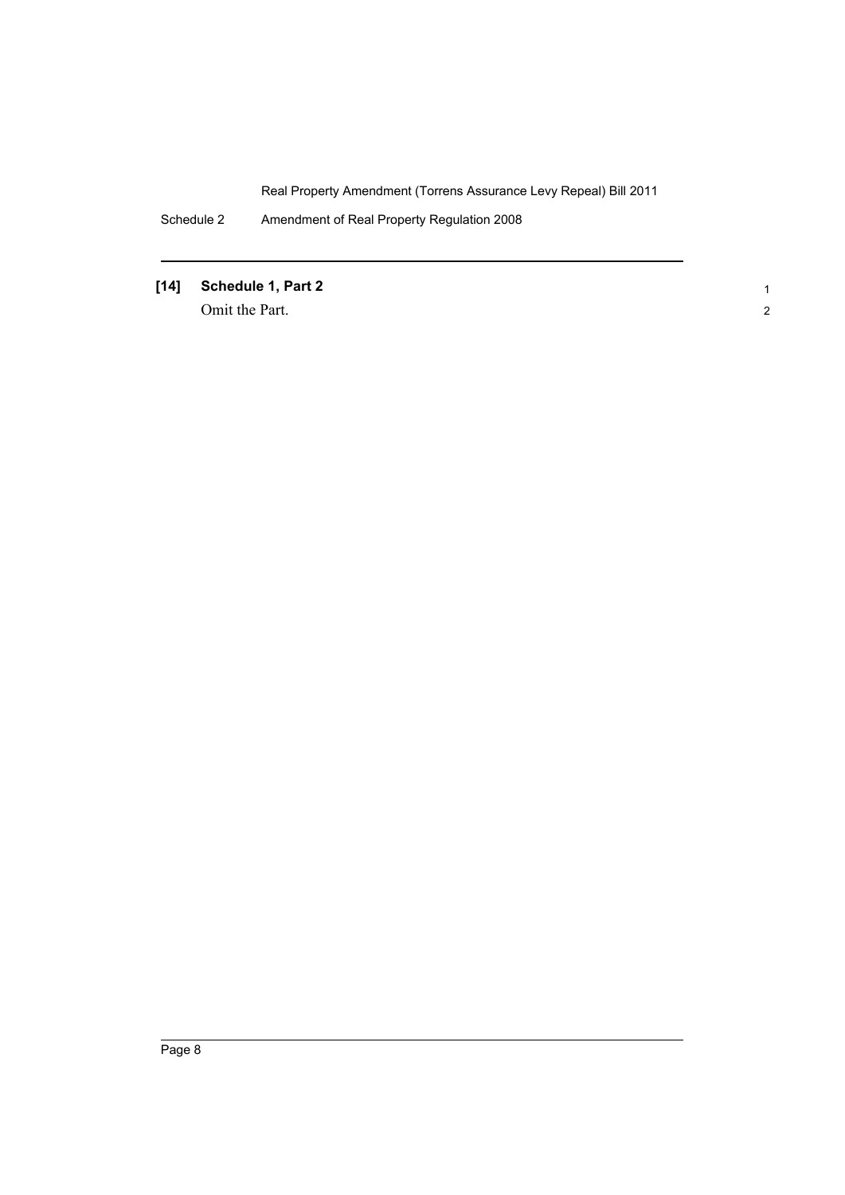**[14] Schedule 1, Part 2**

Omit the Part.